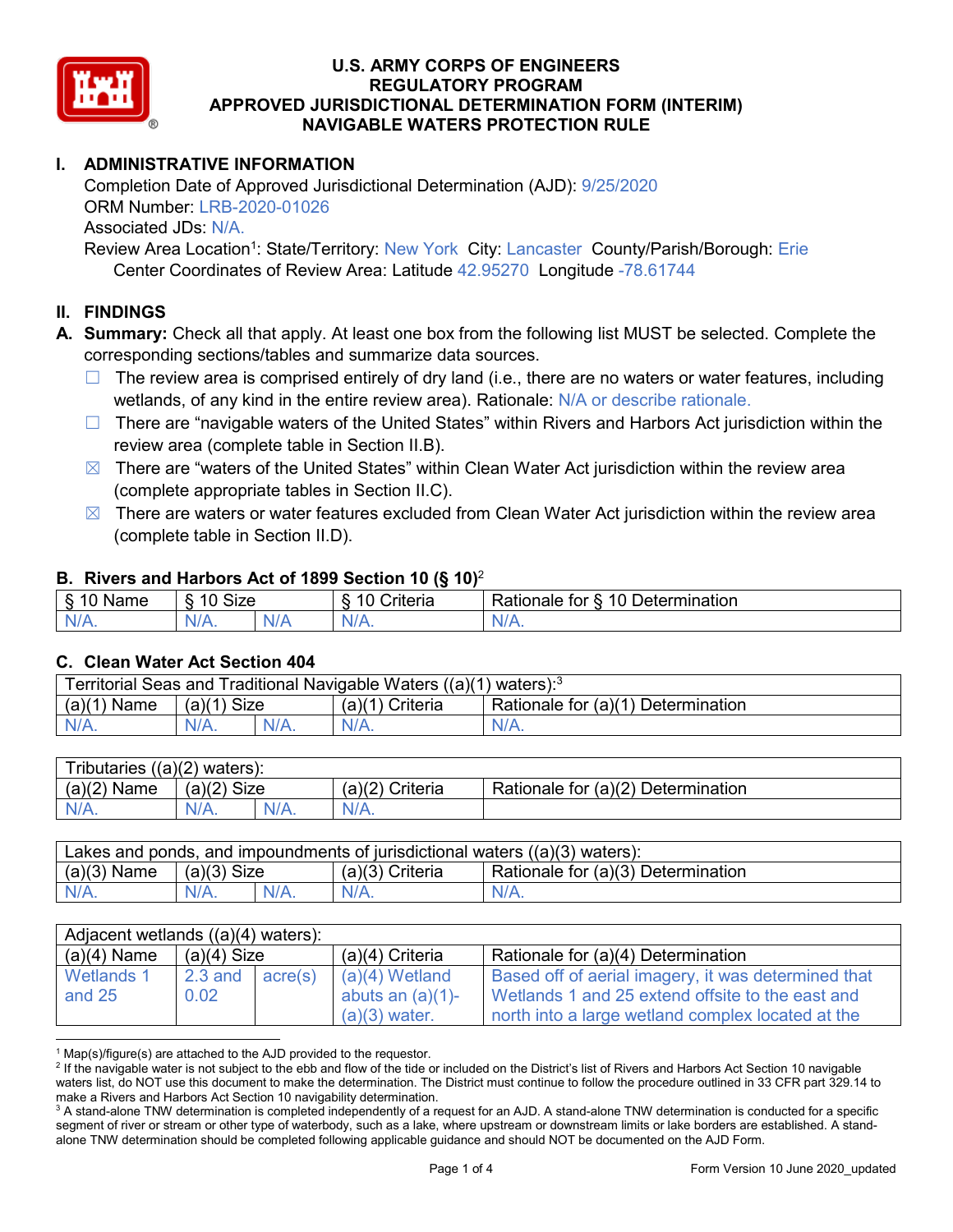# U.S. ARMY CORPS OF ENGINEERS
# REGULATORY PROGRAM
# APPROVED JURISDICTIONAL DETERMINATION FORM (INTERIM)
# NAVIGABLE WATERS PROTECTION RULE

## I. ADMINISTRATIVE INFORMATION

Completion Date of Approved Jurisdictional Determination (AJD): 9/25/2020
ORM Number: LRB-2020-01026
Associated JDs: N/A.
Review Area Location[1]: State/Territory: New York City: Lancaster County/Parish/Borough: Erie
Center Coordinates of Review Area: Latitude 42.95270 Longitude -78.61744

## II. FINDINGS

**A. Summary:** Check all that apply. At least one box from the following list MUST be selected. Complete the corresponding sections/tables and summarize data sources.

- ☐ The review area is comprised entirely of dry land (i.e., there are no waters or water features, including wetlands, of any kind in the entire review area). Rationale: N/A or describe rationale.
- ☐ There are "navigable waters of the United States" within Rivers and Harbors Act jurisdiction within the review area (complete table in Section II.B).
- ☒ There are "waters of the United States" within Clean Water Act jurisdiction within the review area (complete appropriate tables in Section II.C).
- ☒ There are waters or water features excluded from Clean Water Act jurisdiction within the review area (complete table in Section II.D).

### B. Rivers and Harbors Act of 1899 Section 10 (§ 10)[2]

| § 10 Name | § 10 Size | | § 10 Criteria | Rationale for § 10 Determination |
|---|---|---|---|---|
| N/A. | N/A. | N/A | N/A. | N/A. |

### C. Clean Water Act Section 404

| Territorial Seas and Traditional Navigable Waters ((a)(1) waters):[3] | | | | |
|---|---|---|---|---|
| (a)(1) Name | (a)(1) Size | | (a)(1) Criteria | Rationale for (a)(1) Determination |
| N/A. | N/A. | N/A. | N/A. | N/A. |

| Tributaries ((a)(2) waters): | | | | |
|---|---|---|---|---|
| (a)(2) Name | (a)(2) Size | | (a)(2) Criteria | Rationale for (a)(2) Determination |
| N/A. | N/A. | N/A. | N/A. | |

| Lakes and ponds, and impoundments of jurisdictional waters ((a)(3) waters): | | | | |
|---|---|---|---|---|
| (a)(3) Name | (a)(3) Size | | (a)(3) Criteria | Rationale for (a)(3) Determination |
| N/A. | N/A. | N/A. | N/A. | N/A. |

| Adjacent wetlands ((a)(4) waters): | | | | |
|---|---|---|---|---|
| (a)(4) Name | (a)(4) Size | | (a)(4) Criteria | Rationale for (a)(4) Determination |
| Wetlands 1 and 25 | 2.3 and 0.02 | acre(s) | (a)(4) Wetland abuts an (a)(1)-(a)(3) water. | Based off of aerial imagery, it was determined that Wetlands 1 and 25 extend offsite to the east and north into a large wetland complex located at the |

[1] Map(s)/figure(s) are attached to the AJD provided to the requestor.
[2] If the navigable water is not subject to the ebb and flow of the tide or included on the District's list of Rivers and Harbors Act Section 10 navigable waters list, do NOT use this document to make the determination. The District must continue to follow the procedure outlined in 33 CFR part 329.14 to make a Rivers and Harbors Act Section 10 navigability determination.
[3] A stand-alone TNW determination is completed independently of a request for an AJD. A stand-alone TNW determination is conducted for a specific segment of river or stream or other type of waterbody, such as a lake, where upstream or downstream limits or lake borders are established. A stand-alone TNW determination should be completed following applicable guidance and should NOT be documented on the AJD Form.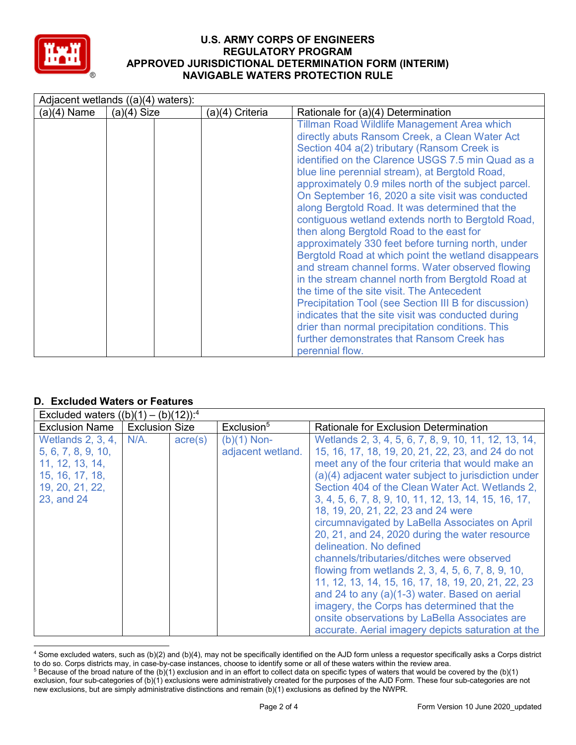# U.S. ARMY CORPS OF ENGINEERS
## REGULATORY PROGRAM
## APPROVED JURISDICTIONAL DETERMINATION FORM (INTERIM)
## NAVIGABLE WATERS PROTECTION RULE

| Adjacent wetlands ((a)(4) waters): | | | | |
|---|---|---|---|---|
| (a)(4) Name | (a)(4) Size | | (a)(4) Criteria | Rationale for (a)(4) Determination |
| | | | | Tillman Road Wildlife Management Area which directly abuts Ransom Creek, a Clean Water Act Section 404 a(2) tributary (Ransom Creek is identified on the Clarence USGS 7.5 min Quad as a blue line perennial stream), at Bergtold Road, approximately 0.9 miles north of the subject parcel. On September 16, 2020 a site visit was conducted along Bergtold Road. It was determined that the contiguous wetland extends north to Bergtold Road, then along Bergtold Road to the east for approximately 330 feet before turning north, under Bergtold Road at which point the wetland disappears and stream channel forms. Water observed flowing in the stream channel north from Bergtold Road at the time of the site visit. The Antecedent Precipitation Tool (see Section III B for discussion) indicates that the site visit was conducted during drier than normal precipitation conditions. This further demonstrates that Ransom Creek has perennial flow. |

## D. Excluded Waters or Features

| Excluded waters ((b)(1) – (b)(12)):[4] | | | | |
|---|---|---|---|---|
| Exclusion Name | Exclusion Size | | Exclusion[5] | Rationale for Exclusion Determination |
| Wetlands 2, 3, 4, 5, 6, 7, 8, 9, 10, 11, 12, 13, 14, 15, 16, 17, 18, 19, 20, 21, 22, 23, and 24 | N/A. | acre(s) | (b)(1) Non-adjacent wetland. | Wetlands 2, 3, 4, 5, 6, 7, 8, 9, 10, 11, 12, 13, 14, 15, 16, 17, 18, 19, 20, 21, 22, 23, and 24 do not meet any of the four criteria that would make an (a)(4) adjacent water subject to jurisdiction under Section 404 of the Clean Water Act. Wetlands 2, 3, 4, 5, 6, 7, 8, 9, 10, 11, 12, 13, 14, 15, 16, 17, 18, 19, 20, 21, 22, 23 and 24 were circumnavigated by LaBella Associates on April 20, 21, and 24, 2020 during the water resource delineation. No defined channels/tributaries/ditches were observed flowing from wetlands 2, 3, 4, 5, 6, 7, 8, 9, 10, 11, 12, 13, 14, 15, 16, 17, 18, 19, 20, 21, 22, 23 and 24 to any (a)(1-3) water. Based on aerial imagery, the Corps has determined that the onsite observations by LaBella Associates are accurate. Aerial imagery depicts saturation at the |

[4] Some excluded waters, such as (b)(2) and (b)(4), may not be specifically identified on the AJD form unless a requestor specifically asks a Corps district to do so. Corps districts may, in case-by-case instances, choose to identify some or all of these waters within the review area.

[5] Because of the broad nature of the (b)(1) exclusion and in an effort to collect data on specific types of waters that would be covered by the (b)(1) exclusion, four sub-categories of (b)(1) exclusions were administratively created for the purposes of the AJD Form. These four sub-categories are not new exclusions, but are simply administrative distinctions and remain (b)(1) exclusions as defined by the NWPR.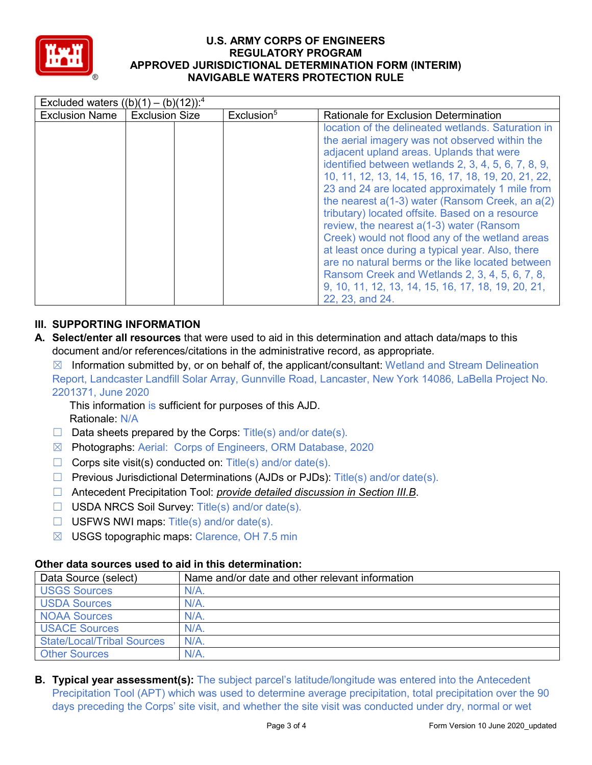# U.S. ARMY CORPS OF ENGINEERS
# REGULATORY PROGRAM
# APPROVED JURISDICTIONAL DETERMINATION FORM (INTERIM)
# NAVIGABLE WATERS PROTECTION RULE

| Excluded waters ((b)(1) – (b)(12)):[4] | | | |
|---|---|---|---|
| Exclusion Name | Exclusion Size | Exclusion[5] | Rationale for Exclusion Determination |
| | | | location of the delineated wetlands. Saturation in the aerial imagery was not observed within the adjacent upland areas. Uplands that were identified between wetlands 2, 3, 4, 5, 6, 7, 8, 9, 10, 11, 12, 13, 14, 15, 16, 17, 18, 19, 20, 21, 22, 23 and 24 are located approximately 1 mile from the nearest a(1-3) water (Ransom Creek, an a(2) tributary) located offsite. Based on a resource review, the nearest a(1-3) water (Ransom Creek) would not flood any of the wetland areas at least once during a typical year. Also, there are no natural berms or the like located between Ransom Creek and Wetlands 2, 3, 4, 5, 6, 7, 8, 9, 10, 11, 12, 13, 14, 15, 16, 17, 18, 19, 20, 21, 22, 23, and 24. |

## III. SUPPORTING INFORMATION

**A. Select/enter all resources** that were used to aid in this determination and attach data/maps to this document and/or references/citations in the administrative record, as appropriate.

☒ Information submitted by, or on behalf of, the applicant/consultant: Wetland and Stream Delineation Report, Landcaster Landfill Solar Array, Gunnville Road, Lancaster, New York 14086, LaBella Project No. 2201371, June 2020

This information is sufficient for purposes of this AJD.
Rationale: N/A

☐ Data sheets prepared by the Corps: Title(s) and/or date(s).

☒ Photographs: Aerial: Corps of Engineers, ORM Database, 2020

☐ Corps site visit(s) conducted on: Title(s) and/or date(s).

☐ Previous Jurisdictional Determinations (AJDs or PJDs): Title(s) and/or date(s).

☐ Antecedent Precipitation Tool: *provide detailed discussion in Section III.B*.

☐ USDA NRCS Soil Survey: Title(s) and/or date(s).

☐ USFWS NWI maps: Title(s) and/or date(s).

☒ USGS topographic maps: Clarence, OH 7.5 min

### Other data sources used to aid in this determination:

| Data Source (select) | Name and/or date and other relevant information |
|---|---|
| USGS Sources | N/A. |
| USDA Sources | N/A. |
| NOAA Sources | N/A. |
| USACE Sources | N/A. |
| State/Local/Tribal Sources | N/A. |
| Other Sources | N/A. |

**B. Typical year assessment(s):** The subject parcel's latitude/longitude was entered into the Antecedent Precipitation Tool (APT) which was used to determine average precipitation, total precipitation over the 90 days preceding the Corps' site visit, and whether the site visit was conducted under dry, normal or wet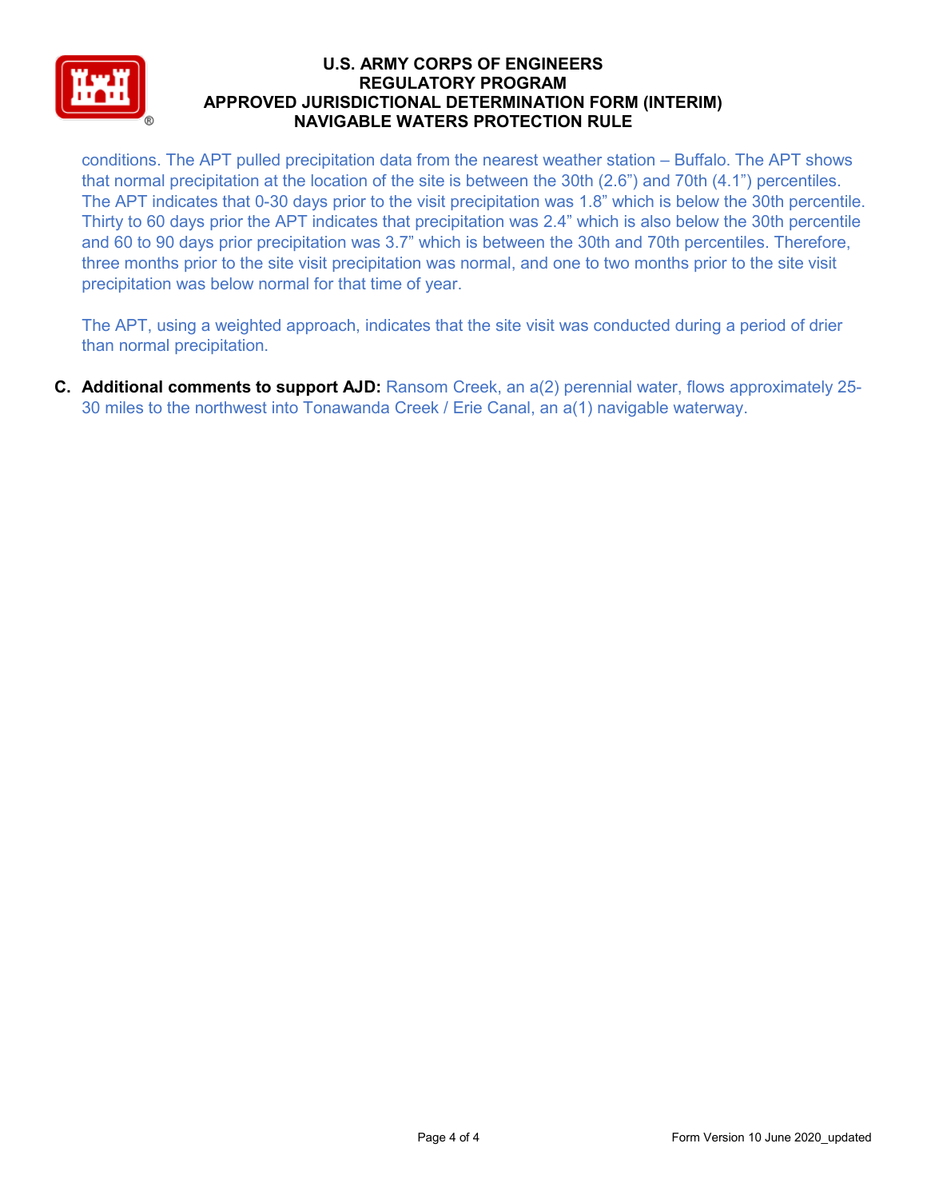conditions. The APT pulled precipitation data from the nearest weather station – Buffalo. The APT shows that normal precipitation at the location of the site is between the 30th (2.6") and 70th (4.1") percentiles. The APT indicates that 0-30 days prior to the visit precipitation was 1.8" which is below the 30th percentile. Thirty to 60 days prior the APT indicates that precipitation was 2.4" which is also below the 30th percentile and 60 to 90 days prior precipitation was 3.7" which is between the 30th and 70th percentiles. Therefore, three months prior to the site visit precipitation was normal, and one to two months prior to the site visit precipitation was below normal for that time of year.

The APT, using a weighted approach, indicates that the site visit was conducted during a period of drier than normal precipitation.

**C. Additional comments to support AJD:** Ransom Creek, an a(2) perennial water, flows approximately 25-30 miles to the northwest into Tonawanda Creek / Erie Canal, an a(1) navigable waterway.